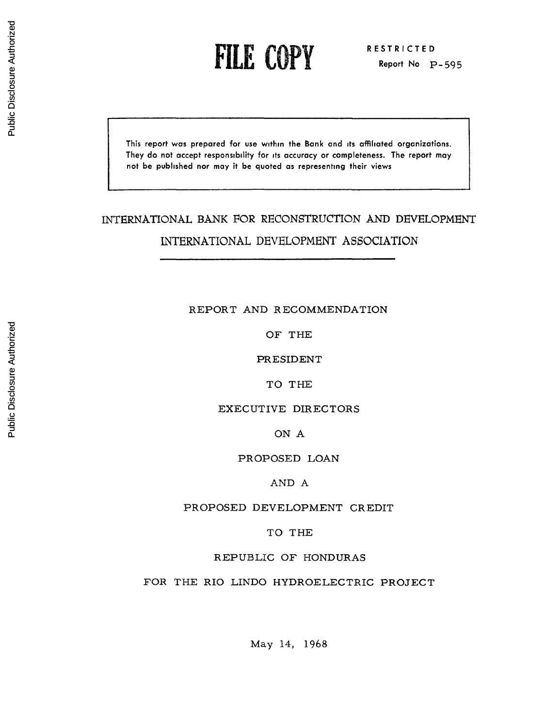# FILE COPY

RESTRICTED
Report No P-595

> This report was prepared for use within the Bank and its affiliated organizations. They do not accept responsibility for its accuracy or completeness. The report may not be published nor may it be quoted as representing their views

## INTERNATIONAL BANK FOR RECONSTRUCTION AND DEVELOPMENT

## INTERNATIONAL DEVELOPMENT ASSOCIATION

REPORT AND RECOMMENDATION

OF THE

PRESIDENT

TO THE

EXECUTIVE DIRECTORS

ON A

PROPOSED LOAN

AND A

PROPOSED DEVELOPMENT CREDIT

TO THE

REPUBLIC OF HONDURAS

FOR THE RIO LINDO HYDROELECTRIC PROJECT

May 14, 1968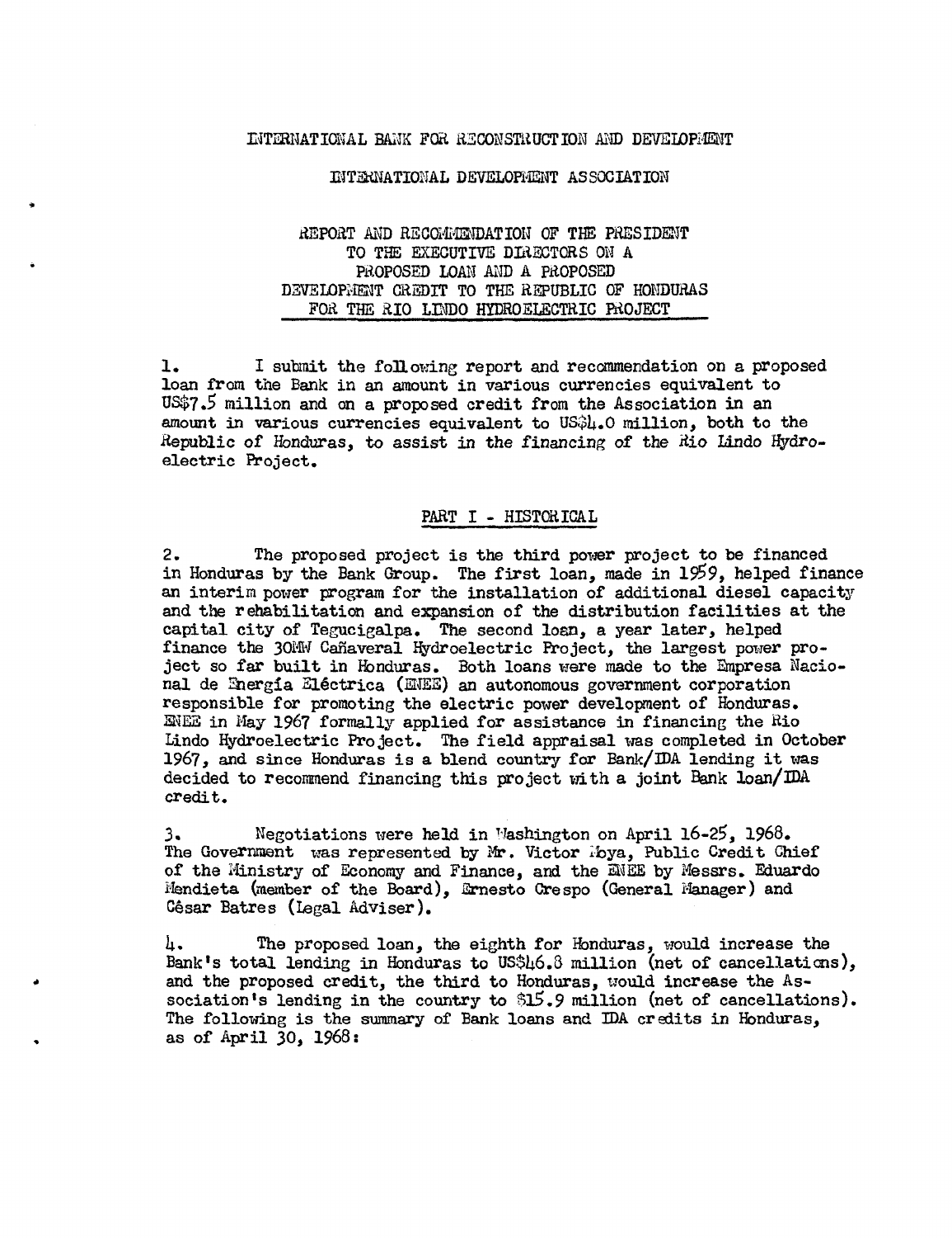INTERNATIONAL BANK FOR RECONSTRUCTION AND DEVELOPMENT

INTERNATIONAL DEVELOPMENT ASSOCIATION

REPORT AND RECOMMENDATION OF THE PRESIDENT TO THE EXECUTIVE DIRECTORS ON A PROPOSED LOAN AND A PROPOSED DEVELOPMENT CREDIT TO THE REPUBLIC OF HONDURAS FOR THE RIO LINDO HYDROELECTRIC PROJECT

1. I submit the following report and recommendation on a proposed loan from the Bank in an amount in various currencies equivalent to US$7.5 million and on a proposed credit from the Association in an amount in various currencies equivalent to US$4.0 million, both to the Republic of Honduras, to assist in the financing of the Rio Lindo Hydroelectric Project.

## PART I - HISTORICAL

2. The proposed project is the third power project to be financed in Honduras by the Bank Group. The first loan, made in 1959, helped finance an interim power program for the installation of additional diesel capacity and the rehabilitation and expansion of the distribution facilities at the capital city of Tegucigalpa. The second loan, a year later, helped finance the 30MW Cañaveral Hydroelectric Project, the largest power project so far built in Honduras. Both loans were made to the Empresa Nacional de Energía Eléctrica (ENEE) an autonomous government corporation responsible for promoting the electric power development of Honduras. ENEE in May 1967 formally applied for assistance in financing the Rio Lindo Hydroelectric Project. The field appraisal was completed in October 1967, and since Honduras is a blend country for Bank/IDA lending it was decided to recommend financing this project with a joint Bank loan/IDA credit.

3. Negotiations were held in Washington on April 16-25, 1968. The Government was represented by Mr. Victor Moya, Public Credit Chief of the Ministry of Economy and Finance, and the ENEE by Messrs. Eduardo Mendieta (member of the Board), Ernesto Crespo (General Manager) and César Batres (Legal Adviser).

4. The proposed loan, the eighth for Honduras, would increase the Bank's total lending in Honduras to US$46.8 million (net of cancellations), and the proposed credit, the third to Honduras, would increase the Association's lending in the country to $15.9 million (net of cancellations). The following is the summary of Bank loans and IDA credits in Honduras, as of April 30, 1968: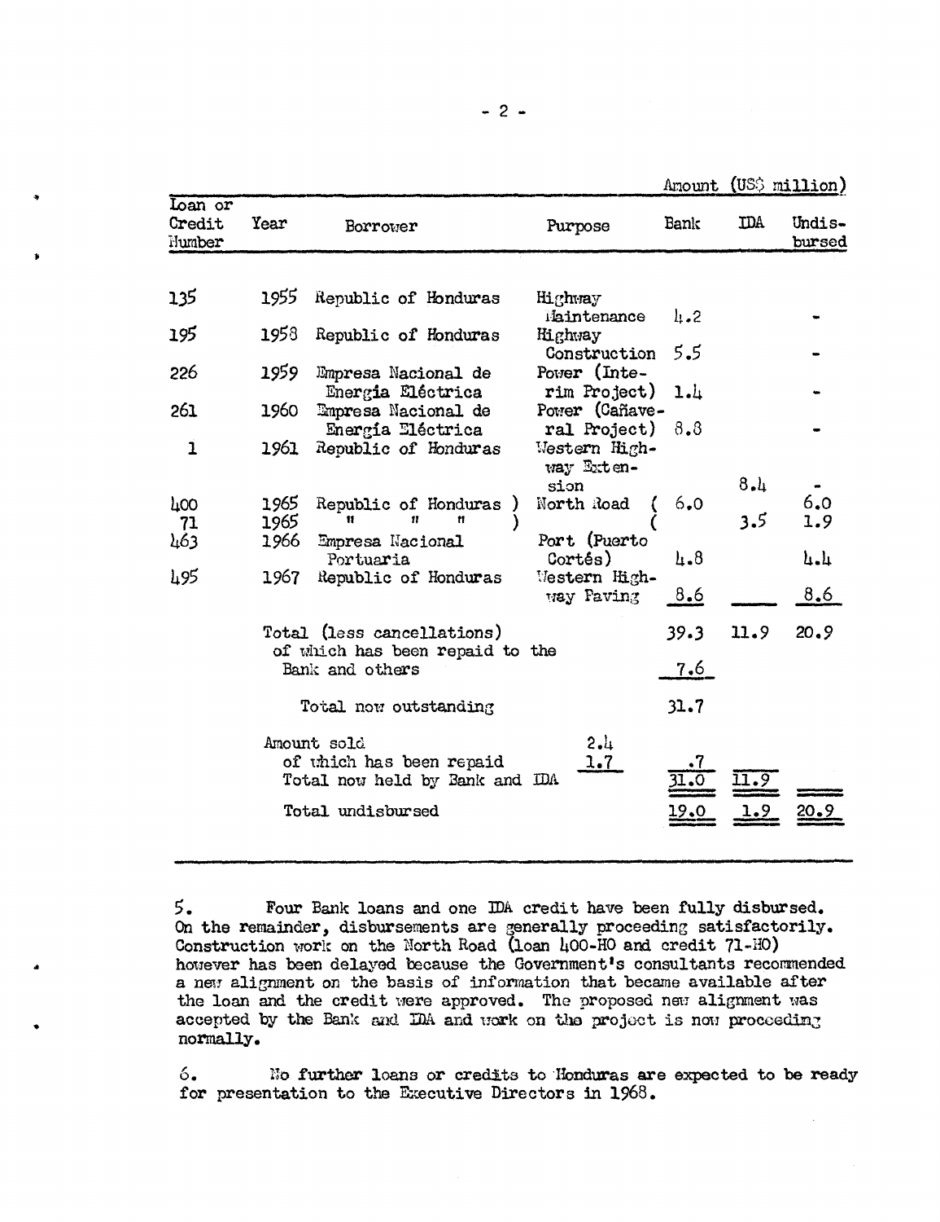Amount (US$ million)

| Loan or Credit Number | Year | Borrower | Purpose | Bank | IDA | Undis-bursed |
|---|---|---|---|---|---|---|
| 135 | 1955 | Republic of Honduras | Highway Maintenance | 4.2 | | - |
| 195 | 1958 | Republic of Honduras | Highway Construction | 5.5 | | - |
| 226 | 1959 | Empresa Nacional de Energía Eléctrica | Power (Interim Project) | 1.4 | | - |
| 261 | 1960 | Empresa Nacional de Energía Eléctrica | Power (Cañaveral Project) | 8.8 | | - |
| 1 | 1961 | Republic of Honduras | Western Highway Extension | | 8.4 | - |
| 400 | 1965 | Republic of Honduras ) | North Road ( | 6.0 | | 6.0 |
| 71 | 1965 | " " " ) | ( | | 3.5 | 1.9 |
| 463 | 1966 | Empresa Nacional Portuaria | Port (Puerto Cortés) | 4.8 | | 4.4 |
| 495 | 1967 | Republic of Honduras | Western Highway Paving | 8.6 | | 8.6 |
| | | Total (less cancellations) | | 39.3 | 11.9 | 20.9 |
| | | of which has been repaid to the Bank and others | | 7.6 | | |
| | | Total now outstanding | | 31.7 | | |
| | | Amount sold | 2.4 | | | |
| | | of which has been repaid | 1.7 | .7 | | |
| | | Total now held by Bank and IDA | | 31.0 | 11.9 | |
| | | Total undisbursed | | 19.0 | 1.9 | 20.9 |

5. Four Bank loans and one IDA credit have been fully disbursed. On the remainder, disbursements are generally proceeding satisfactorily. Construction work on the North Road (loan 400-HO and credit 71-HO) however has been delayed because the Government's consultants recommended a new alignment on the basis of information that became available after the loan and the credit were approved. The proposed new alignment was accepted by the Bank and IDA and work on the project is now proceeding normally.

6. No further loans or credits to Honduras are expected to be ready for presentation to the Executive Directors in 1968.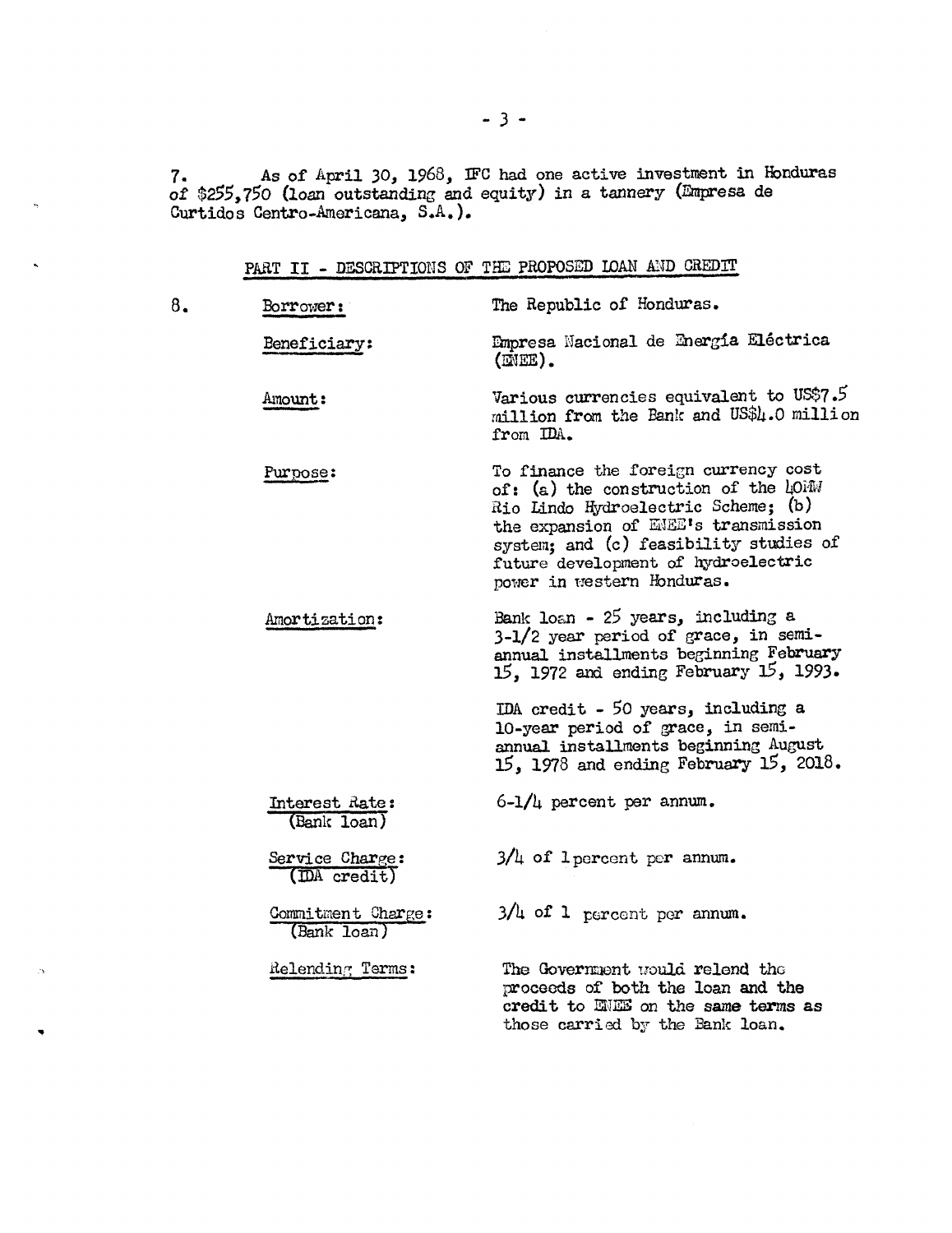7. As of April 30, 1968, IFC had one active investment in Honduras of $255,750 (loan outstanding and equity) in a tannery (Empresa de Curtidos Centro-Americana, S.A.).

## PART II - DESCRIPTIONS OF THE PROPOSED LOAN AND CREDIT

8.

| | |
|---|---|
| Borrower: | The Republic of Honduras. |
| Beneficiary: | Empresa Nacional de Energía Eléctrica (ENEE). |
| Amount: | Various currencies equivalent to US$7.5 million from the Bank and US$4.0 million from IDA. |
| Purpose: | To finance the foreign currency cost of: (a) the construction of the 40MW Rio Lindo Hydroelectric Scheme; (b) the expansion of ENEE's transmission system; and (c) feasibility studies of future development of hydroelectric power in western Honduras. |
| Amortization: | Bank loan - 25 years, including a 3-1/2 year period of grace, in semi-annual installments beginning February 15, 1972 and ending February 15, 1993. |
| | IDA credit - 50 years, including a 10-year period of grace, in semi-annual installments beginning August 15, 1978 and ending February 15, 2018. |
| Interest Rate: (Bank loan) | 6-1/4 percent per annum. |
| Service Charge: (IDA credit) | 3/4 of 1 percent per annum. |
| Commitment Charge: (Bank loan) | 3/4 of 1 percent per annum. |
| Relending Terms: | The Government would relend the proceeds of both the loan and the credit to ENEE on the same terms as those carried by the Bank loan. |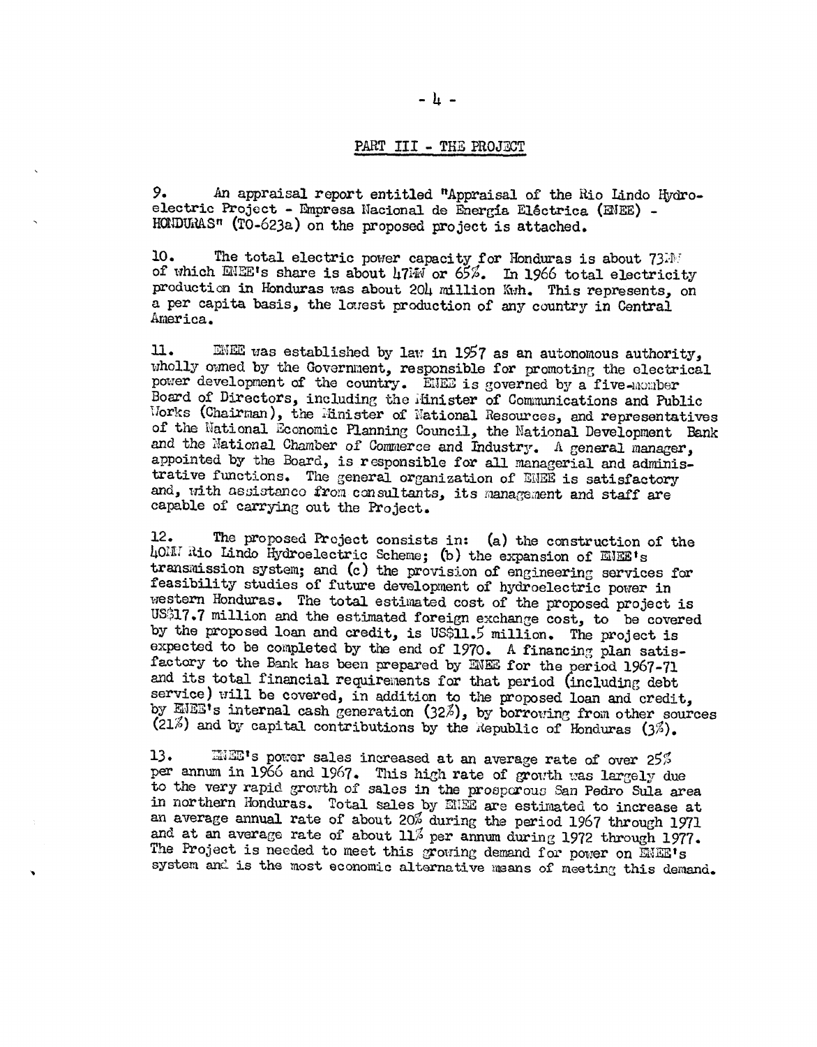## PART III - THE PROJECT

9. An appraisal report entitled "Appraisal of the Rio Lindo Hydroelectric Project - Empresa Nacional de Energía Eléctrica (ENEE) - HONDURAS" (TO-623a) on the proposed project is attached.

10. The total electric power capacity for Honduras is about 73MW of which ENEE's share is about 47MW or 65%. In 1966 total electricity production in Honduras was about 204 million Kwh. This represents, on a per capita basis, the lowest production of any country in Central America.

11. ENEE was established by law in 1957 as an autonomous authority, wholly owned by the Government, responsible for promoting the electrical power development of the country. ENEE is governed by a five-member Board of Directors, including the Minister of Communications and Public Works (Chairman), the Minister of National Resources, and representatives of the National Economic Planning Council, the National Development Bank and the National Chamber of Commerce and Industry. A general manager, appointed by the Board, is responsible for all managerial and administrative functions. The general organization of ENEE is satisfactory and, with assistance from consultants, its management and staff are capable of carrying out the Project.

12. The proposed Project consists in: (a) the construction of the 40MW Rio Lindo Hydroelectric Scheme; (b) the expansion of ENEE's transmission system; and (c) the provision of engineering services for feasibility studies of future development of hydroelectric power in western Honduras. The total estimated cost of the proposed project is US$17.7 million and the estimated foreign exchange cost, to be covered by the proposed loan and credit, is US$11.5 million. The project is expected to be completed by the end of 1970. A financing plan satisfactory to the Bank has been prepared by ENEE for the period 1967-71 and its total financial requirements for that period (including debt service) will be covered, in addition to the proposed loan and credit, by ENEE's internal cash generation (32%), by borrowing from other sources (21%) and by capital contributions by the Republic of Honduras (3%).

13. ENEE's power sales increased at an average rate of over 25% per annum in 1966 and 1967. This high rate of growth was largely due to the very rapid growth of sales in the prosperous San Pedro Sula area in northern Honduras. Total sales by ENEE are estimated to increase at an average annual rate of about 20% during the period 1967 through 1971 and at an average rate of about 11% per annum during 1972 through 1977. The Project is needed to meet this growing demand for power on ENEE's system and is the most economic alternative means of meeting this demand.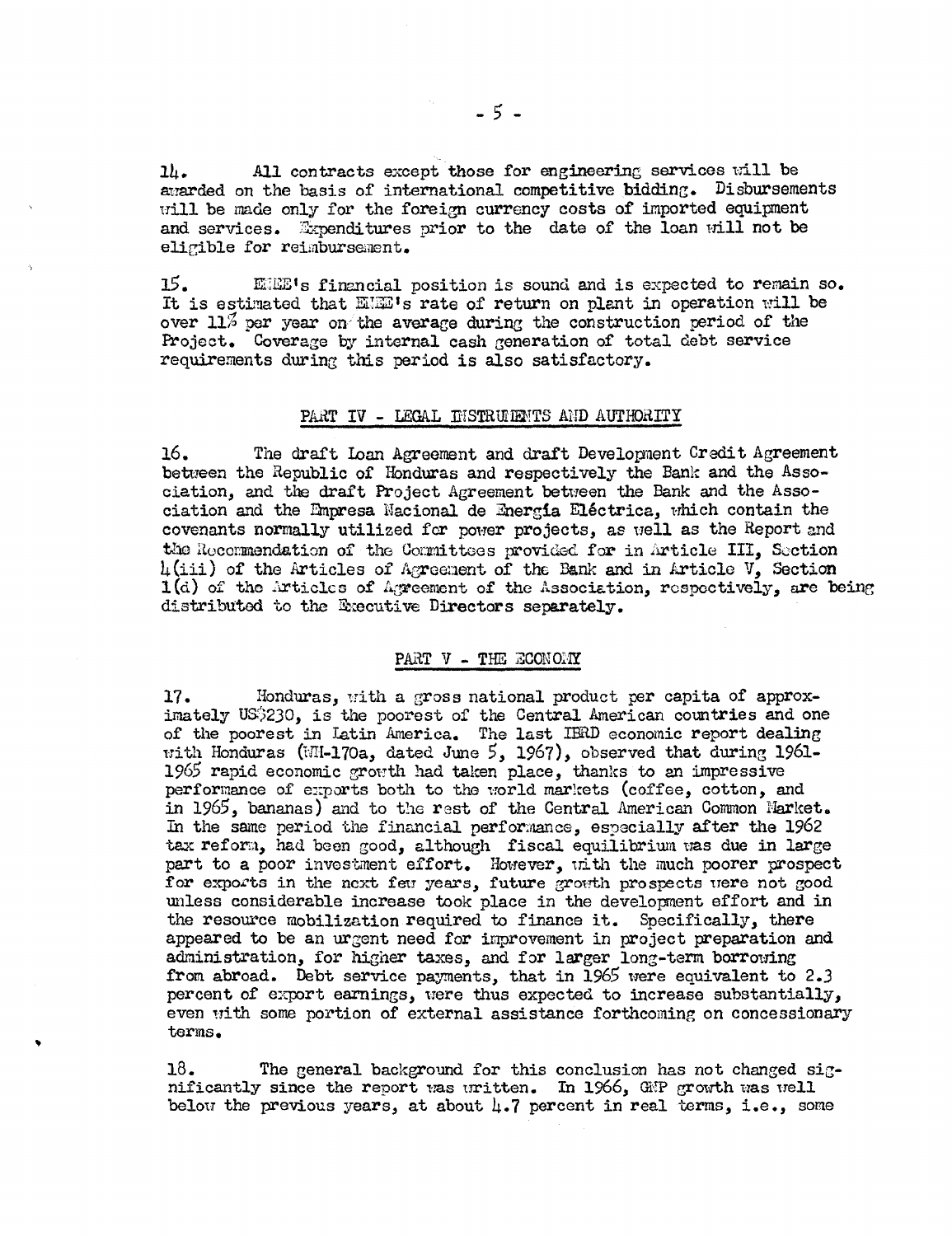14. All contracts except those for engineering services will be awarded on the basis of international competitive bidding. Disbursements will be made only for the foreign currency costs of imported equipment and services. Expenditures prior to the date of the loan will not be eligible for reimbursement.

15. ENEE's financial position is sound and is expected to remain so. It is estimated that ENEE's rate of return on plant in operation will be over 11% per year on the average during the construction period of the Project. Coverage by internal cash generation of total debt service requirements during this period is also satisfactory.

## PART IV - LEGAL INSTRUMENTS AND AUTHORITY

16. The draft Loan Agreement and draft Development Credit Agreement between the Republic of Honduras and respectively the Bank and the Association, and the draft Project Agreement between the Bank and the Association and the Empresa Nacional de Energía Eléctrica, which contain the covenants normally utilized for power projects, as well as the Report and the Recommendation of the Committees provided for in Article III, Section 4(iii) of the Articles of Agreement of the Bank and in Article V, Section 1(d) of the Articles of Agreement of the Association, respectively, are being distributed to the Executive Directors separately.

## PART V - THE ECONOMY

17. Honduras, with a gross national product per capita of approximately US$230, is the poorest of the Central American countries and one of the poorest in Latin America. The last IBRD economic report dealing with Honduras (WH-170a, dated June 5, 1967), observed that during 1961-1965 rapid economic growth had taken place, thanks to an impressive performance of exports both to the world markets (coffee, cotton, and in 1965, bananas) and to the rest of the Central American Common Market. In the same period the financial performance, especially after the 1962 tax reform, had been good, although fiscal equilibrium was due in large part to a poor investment effort. However, with the much poorer prospect for exports in the next few years, future growth prospects were not good unless considerable increase took place in the development effort and in the resource mobilization required to finance it. Specifically, there appeared to be an urgent need for improvement in project preparation and administration, for higher taxes, and for larger long-term borrowing from abroad. Debt service payments, that in 1965 were equivalent to 2.3 percent of export earnings, were thus expected to increase substantially, even with some portion of external assistance forthcoming on concessionary terms.

18. The general background for this conclusion has not changed significantly since the report was written. In 1966, GNP growth was well below the previous years, at about 4.7 percent in real terms, i.e., some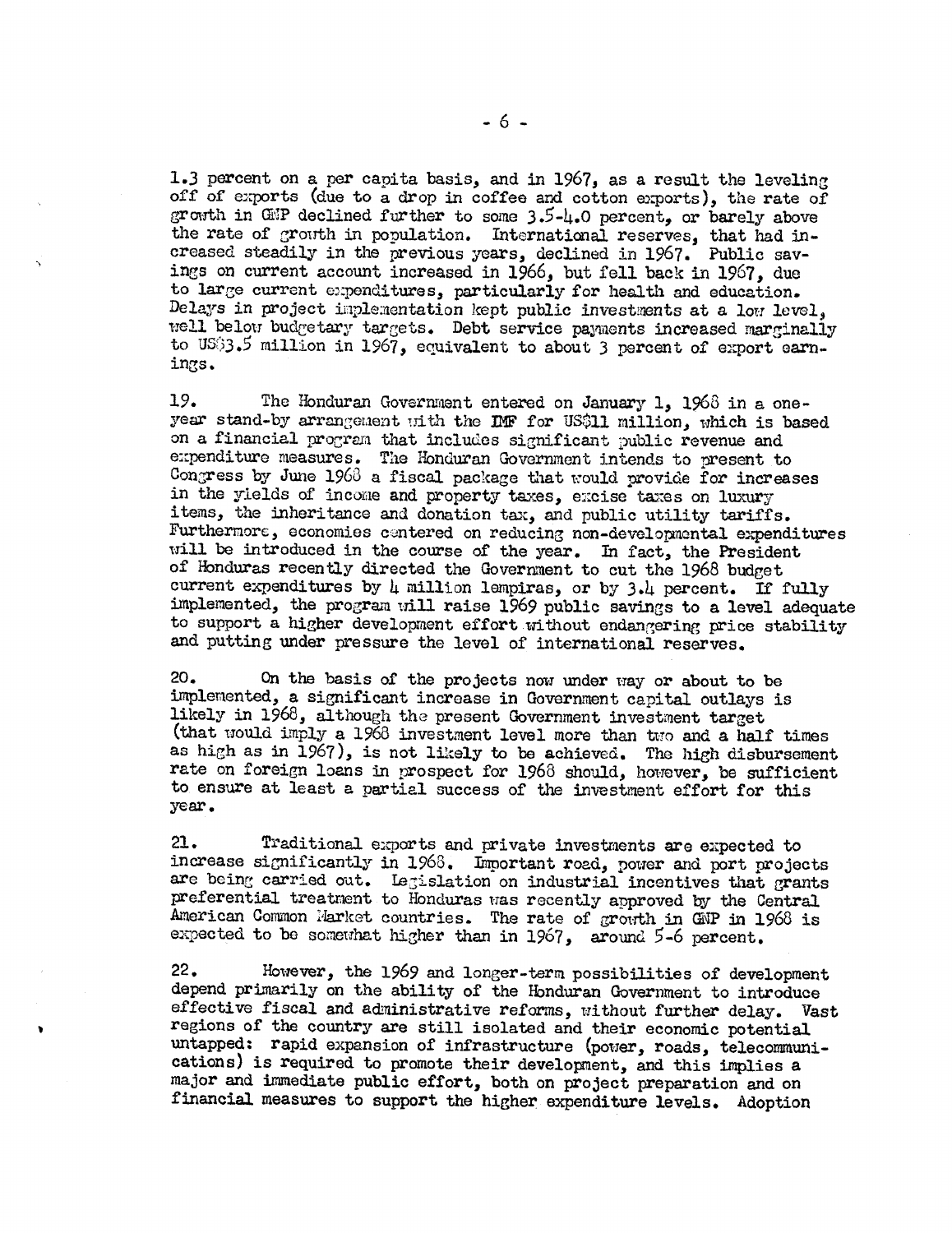1.3 percent on a per capita basis, and in 1967, as a result the leveling off of exports (due to a drop in coffee and cotton exports), the rate of growth in GNP declined further to some 3.5-4.0 percent, or barely above the rate of growth in population. International reserves, that had increased steadily in the previous years, declined in 1967. Public savings on current account increased in 1966, but fell back in 1967, due to large current expenditures, particularly for health and education. Delays in project implementation kept public investments at a low level, well below budgetary targets. Debt service payments increased marginally to US$3.5 million in 1967, equivalent to about 3 percent of export earnings.

19. The Honduran Government entered on January 1, 1968 in a one-year stand-by arrangement with the IMF for US$11 million, which is based on a financial program that includes significant public revenue and expenditure measures. The Honduran Government intends to present to Congress by June 1968 a fiscal package that would provide for increases in the yields of income and property taxes, excise taxes on luxury items, the inheritance and donation tax, and public utility tariffs. Furthermore, economies centered on reducing non-developmental expenditures will be introduced in the course of the year. In fact, the President of Honduras recently directed the Government to cut the 1968 budget current expenditures by 4 million lempiras, or by 3.4 percent. If fully implemented, the program will raise 1969 public savings to a level adequate to support a higher development effort without endangering price stability and putting under pressure the level of international reserves.

20. On the basis of the projects now under way or about to be implemented, a significant increase in Government capital outlays is likely in 1968, although the present Government investment target (that would imply a 1968 investment level more than two and a half times as high as in 1967), is not likely to be achieved. The high disbursement rate on foreign loans in prospect for 1968 should, however, be sufficient to ensure at least a partial success of the investment effort for this year.

21. Traditional exports and private investments are expected to increase significantly in 1968. Important road, power and port projects are being carried out. Legislation on industrial incentives that grants preferential treatment to Honduras was recently approved by the Central American Common Market countries. The rate of growth in GNP in 1968 is expected to be somewhat higher than in 1967, around 5-6 percent.

22. However, the 1969 and longer-term possibilities of development depend primarily on the ability of the Honduran Government to introduce effective fiscal and administrative reforms, without further delay. Vast regions of the country are still isolated and their economic potential untapped: rapid expansion of infrastructure (power, roads, telecommunications) is required to promote their development, and this implies a major and immediate public effort, both on project preparation and on financial measures to support the higher expenditure levels. Adoption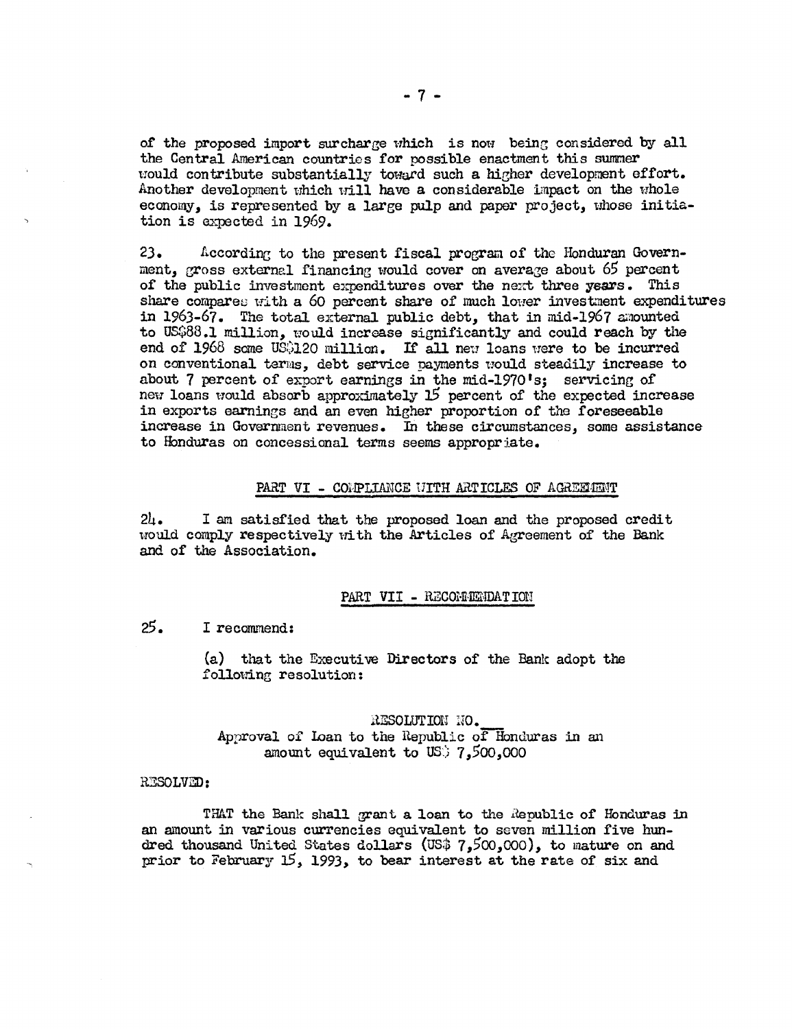of the proposed import surcharge which is now being considered by all the Central American countries for possible enactment this summer would contribute substantially toward such a higher development effort. Another development which will have a considerable impact on the whole economy, is represented by a large pulp and paper project, whose initiation is expected in 1969.

23. According to the present fiscal program of the Honduran Government, gross external financing would cover on average about 65 percent of the public investment expenditures over the next three years. This share compares with a 60 percent share of much lower investment expenditures in 1963-67. The total external public debt, that in mid-1967 amounted to US$88.1 million, would increase significantly and could reach by the end of 1968 some US$120 million. If all new loans were to be incurred on conventional terms, debt service payments would steadily increase to about 7 percent of export earnings in the mid-1970's; servicing of new loans would absorb approximately 15 percent of the expected increase in exports earnings and an even higher proportion of the foreseeable increase in Government revenues. In these circumstances, some assistance to Honduras on concessional terms seems appropriate.

## PART VI - COMPLIANCE WITH ARTICLES OF AGREEMENT

24. I am satisfied that the proposed loan and the proposed credit would comply respectively with the Articles of Agreement of the Bank and of the Association.

## PART VII - RECOMMENDATION

25. I recommend:

(a) that the Executive Directors of the Bank adopt the following resolution:

RESOLUTION NO.\_\_\_

Approval of Loan to the Republic of Honduras in an amount equivalent to US$ 7,500,000

RESOLVED:

THAT the Bank shall grant a loan to the Republic of Honduras in an amount in various currencies equivalent to seven million five hundred thousand United States dollars (US$ 7,500,000), to mature on and prior to February 15, 1993, to bear interest at the rate of six and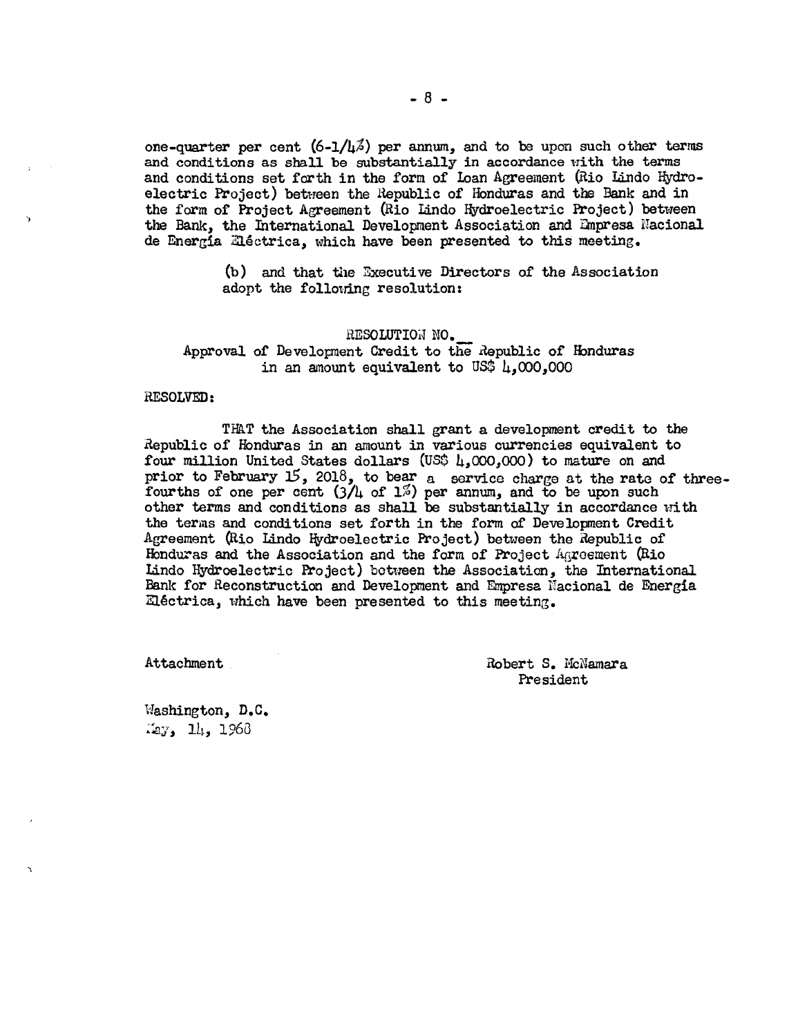one-quarter per cent (6-1/4%) per annum, and to be upon such other terms and conditions as shall be substantially in accordance with the terms and conditions set forth in the form of Loan Agreement (Rio Lindo Hydroelectric Project) between the Republic of Honduras and the Bank and in the form of Project Agreement (Rio Lindo Hydroelectric Project) between the Bank, the International Development Association and Empresa Nacional de Energía Eléctrica, which have been presented to this meeting.

(b) and that the Executive Directors of the Association adopt the following resolution:

RESOLUTION NO.\_\_

Approval of Development Credit to the Republic of Honduras in an amount equivalent to US$ 4,000,000

RESOLVED:

THAT the Association shall grant a development credit to the Republic of Honduras in an amount in various currencies equivalent to four million United States dollars (US$ 4,000,000) to mature on and prior to February 15, 2018, to bear a service charge at the rate of three-fourths of one per cent (3/4 of 1%) per annum, and to be upon such other terms and conditions as shall be substantially in accordance with the terms and conditions set forth in the form of Development Credit Agreement (Rio Lindo Hydroelectric Project) between the Republic of Honduras and the Association and the form of Project Agreement (Rio Lindo Hydroelectric Project) between the Association, the International Bank for Reconstruction and Development and Empresa Nacional de Energía Eléctrica, which have been presented to this meeting.

Attachment

Robert S. McNamara
President

Washington, D.C.
May, 14, 1968